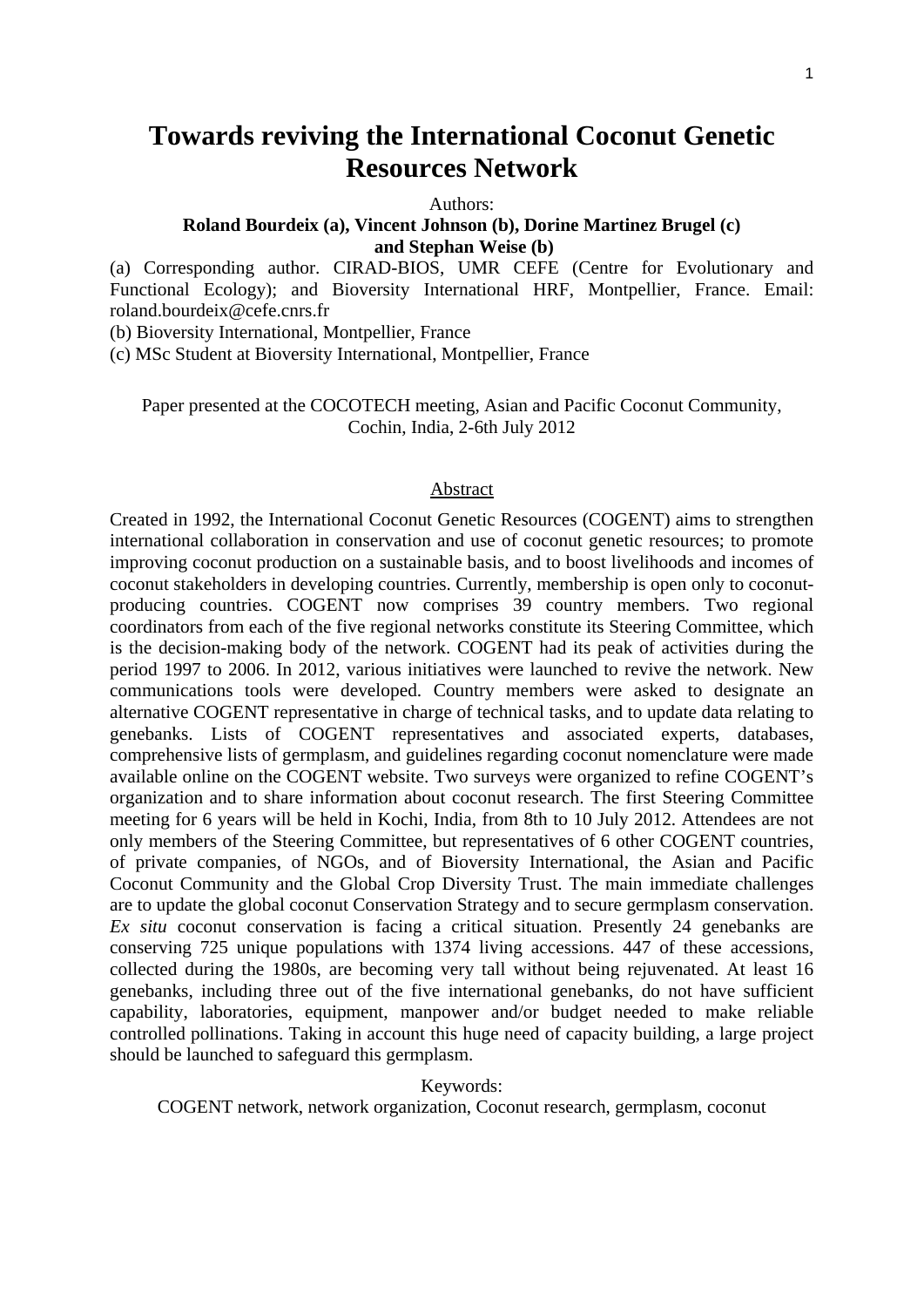# Towards reviving the International Coconut Genetic Resources Network

Authors:

**Roland Bourdeix (a), Vincent Johnson (b), Dorine Martinez Brugel (c) and Stephan Weise (b)**

(a) Corresponding author. CIRAD-BIOS, UMR CEFE (Centre for Evolutionary and Functional Ecology); and Bioversity International HRF, Montpellier, France. Email: roland.bourdeix@cefe.cnrs.fr

(b) Bioversity International, Montpellier, France

(c) MSc Student at Bioversity International, Montpellier, France

Paper presented at the COCOTECH meeting, Asian and Pacific Coconut Community, Cochin, India, 2-6th July 2012

## Abstract

Created in 1992, the International Coconut Genetic Resources (COGENT) aims to strengthen international collaboration in conservation and use of coconut genetic resources; to promote improving coconut production on a sustainable basis, and to boost livelihoods and incomes of coconut stakeholders in developing countries. Currently, membership is open only to coconut-producing countries. COGENT now comprises 39 country members. Two regional coordinators from each of the five regional networks constitute its Steering Committee, which is the decision-making body of the network. COGENT had its peak of activities during the period 1997 to 2006. In 2012, various initiatives were launched to revive the network. New communications tools were developed. Country members were asked to designate an alternative COGENT representative in charge of technical tasks, and to update data relating to genebanks. Lists of COGENT representatives and associated experts, databases, comprehensive lists of germplasm, and guidelines regarding coconut nomenclature were made available online on the COGENT website. Two surveys were organized to refine COGENT's organization and to share information about coconut research. The first Steering Committee meeting for 6 years will be held in Kochi, India, from 8th to 10 July 2012. Attendees are not only members of the Steering Committee, but representatives of 6 other COGENT countries, of private companies, of NGOs, and of Bioversity International, the Asian and Pacific Coconut Community and the Global Crop Diversity Trust. The main immediate challenges are to update the global coconut Conservation Strategy and to secure germplasm conservation. *Ex situ* coconut conservation is facing a critical situation. Presently 24 genebanks are conserving 725 unique populations with 1374 living accessions. 447 of these accessions, collected during the 1980s, are becoming very tall without being rejuvenated. At least 16 genebanks, including three out of the five international genebanks, do not have sufficient capability, laboratories, equipment, manpower and/or budget needed to make reliable controlled pollinations. Taking in account this huge need of capacity building, a large project should be launched to safeguard this germplasm.

Keywords:

COGENT network, network organization, Coconut research, germplasm, coconut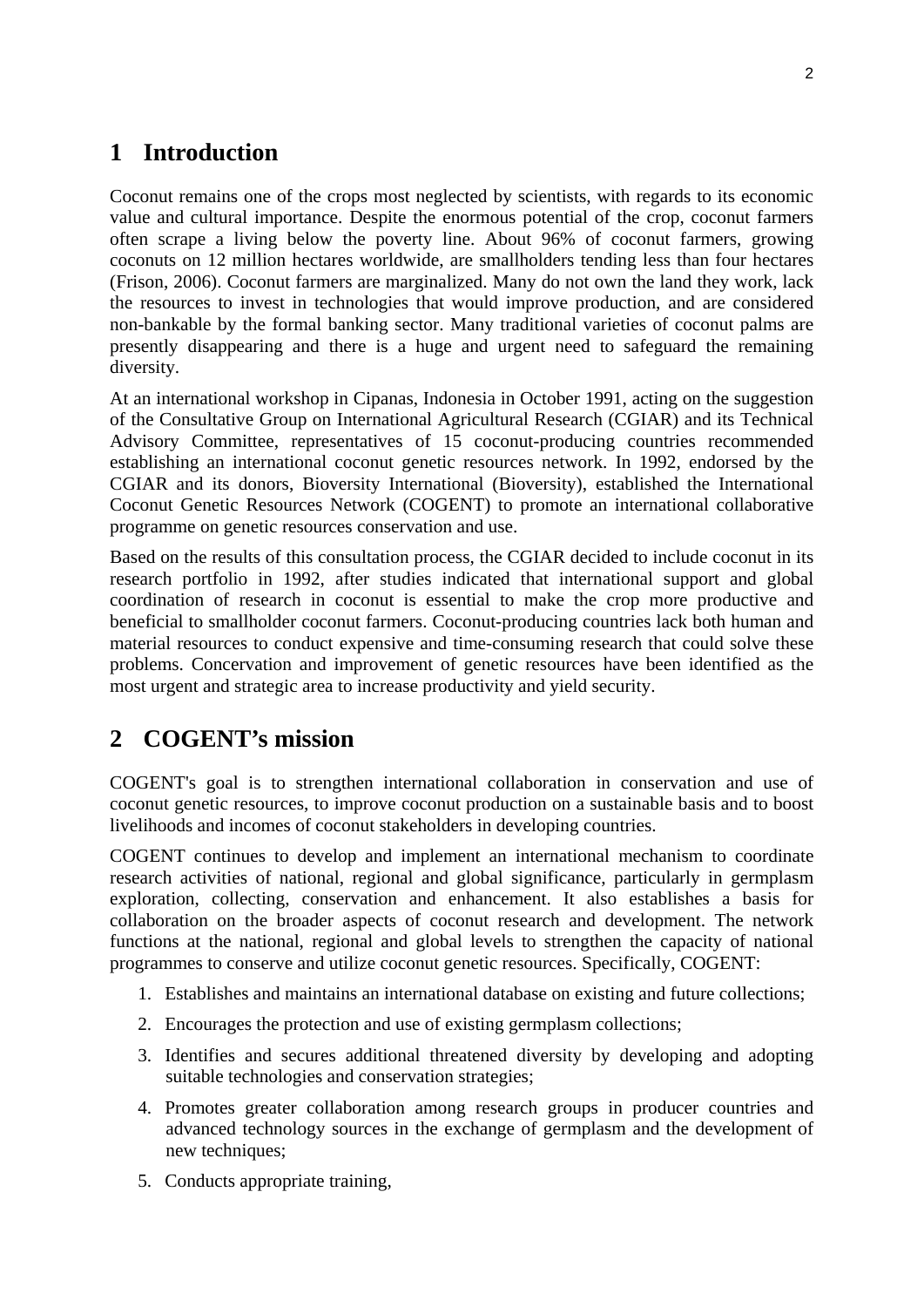# 1 Introduction

Coconut remains one of the crops most neglected by scientists, with regards to its economic value and cultural importance. Despite the enormous potential of the crop, coconut farmers often scrape a living below the poverty line. About 96% of coconut farmers, growing coconuts on 12 million hectares worldwide, are smallholders tending less than four hectares (Frison, 2006). Coconut farmers are marginalized. Many do not own the land they work, lack the resources to invest in technologies that would improve production, and are considered non-bankable by the formal banking sector. Many traditional varieties of coconut palms are presently disappearing and there is a huge and urgent need to safeguard the remaining diversity.

At an international workshop in Cipanas, Indonesia in October 1991, acting on the suggestion of the Consultative Group on International Agricultural Research (CGIAR) and its Technical Advisory Committee, representatives of 15 coconut-producing countries recommended establishing an international coconut genetic resources network. In 1992, endorsed by the CGIAR and its donors, Bioversity International (Bioversity), established the International Coconut Genetic Resources Network (COGENT) to promote an international collaborative programme on genetic resources conservation and use.

Based on the results of this consultation process, the CGIAR decided to include coconut in its research portfolio in 1992, after studies indicated that international support and global coordination of research in coconut is essential to make the crop more productive and beneficial to smallholder coconut farmers. Coconut-producing countries lack both human and material resources to conduct expensive and time-consuming research that could solve these problems. Concervation and improvement of genetic resources have been identified as the most urgent and strategic area to increase productivity and yield security.

# 2 COGENT's mission

COGENT's goal is to strengthen international collaboration in conservation and use of coconut genetic resources, to improve coconut production on a sustainable basis and to boost livelihoods and incomes of coconut stakeholders in developing countries.

COGENT continues to develop and implement an international mechanism to coordinate research activities of national, regional and global significance, particularly in germplasm exploration, collecting, conservation and enhancement. It also establishes a basis for collaboration on the broader aspects of coconut research and development. The network functions at the national, regional and global levels to strengthen the capacity of national programmes to conserve and utilize coconut genetic resources. Specifically, COGENT:

1. Establishes and maintains an international database on existing and future collections;
2. Encourages the protection and use of existing germplasm collections;
3. Identifies and secures additional threatened diversity by developing and adopting suitable technologies and conservation strategies;
4. Promotes greater collaboration among research groups in producer countries and advanced technology sources in the exchange of germplasm and the development of new techniques;
5. Conducts appropriate training,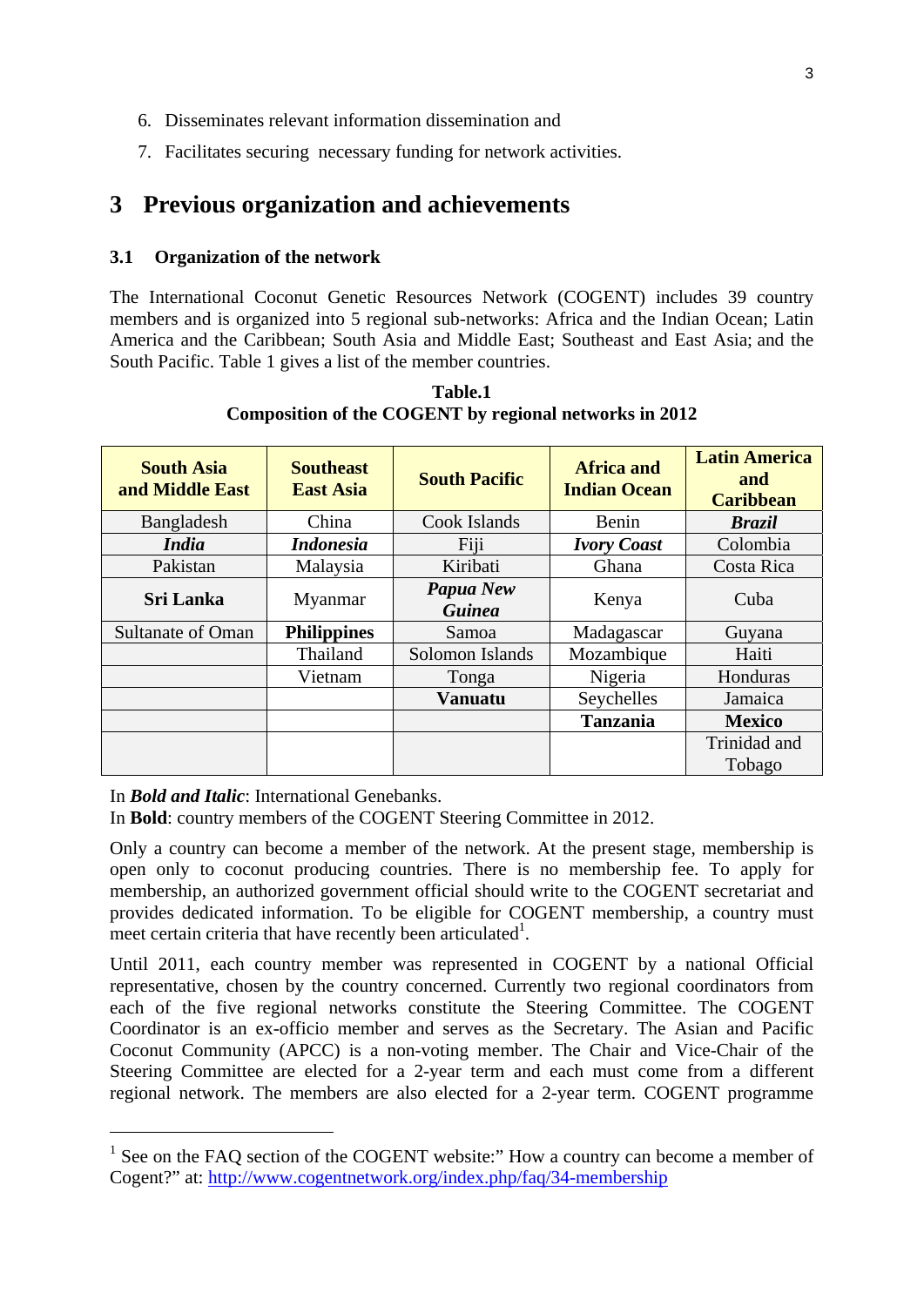6. Disseminates relevant information dissemination and
7. Facilitates securing necessary funding for network activities.

# 3 Previous organization and achievements

## 3.1 Organization of the network

The International Coconut Genetic Resources Network (COGENT) includes 39 country members and is organized into 5 regional sub-networks: Africa and the Indian Ocean; Latin America and the Caribbean; South Asia and Middle East; Southeast and East Asia; and the South Pacific. Table 1 gives a list of the member countries.

**Table.1**
**Composition of the COGENT by regional networks in 2012**

| South Asia and Middle East | Southeast East Asia | South Pacific | Africa and Indian Ocean | Latin America and Caribbean |
|---|---|---|---|---|
| Bangladesh | China | Cook Islands | Benin | ***Brazil*** |
| ***India*** | ***Indonesia*** | Fiji | ***Ivory Coast*** | Colombia |
| Pakistan | Malaysia | Kiribati | Ghana | Costa Rica |
| **Sri Lanka** | Myanmar | ***Papua New Guinea*** | Kenya | Cuba |
| Sultanate of Oman | **Philippines** | Samoa | Madagascar | Guyana |
| | Thailand | Solomon Islands | Mozambique | Haiti |
| | Vietnam | Tonga | Nigeria | Honduras |
| | | **Vanuatu** | Seychelles | Jamaica |
| | | | **Tanzania** | **Mexico** |
| | | | | Trinidad and Tobago |

In ***Bold and Italic***: International Genebanks.
In **Bold**: country members of the COGENT Steering Committee in 2012.

Only a country can become a member of the network. At the present stage, membership is open only to coconut producing countries. There is no membership fee. To apply for membership, an authorized government official should write to the COGENT secretariat and provides dedicated information. To be eligible for COGENT membership, a country must meet certain criteria that have recently been articulated[1].

Until 2011, each country member was represented in COGENT by a national Official representative, chosen by the country concerned. Currently two regional coordinators from each of the five regional networks constitute the Steering Committee. The COGENT Coordinator is an ex-officio member and serves as the Secretary. The Asian and Pacific Coconut Community (APCC) is a non-voting member. The Chair and Vice-Chair of the Steering Committee are elected for a 2-year term and each must come from a different regional network. The members are also elected for a 2-year term. COGENT programme

---

[1] See on the FAQ section of the COGENT website:" How a country can become a member of Cogent?" at: http://www.cogentnetwork.org/index.php/faq/34-membership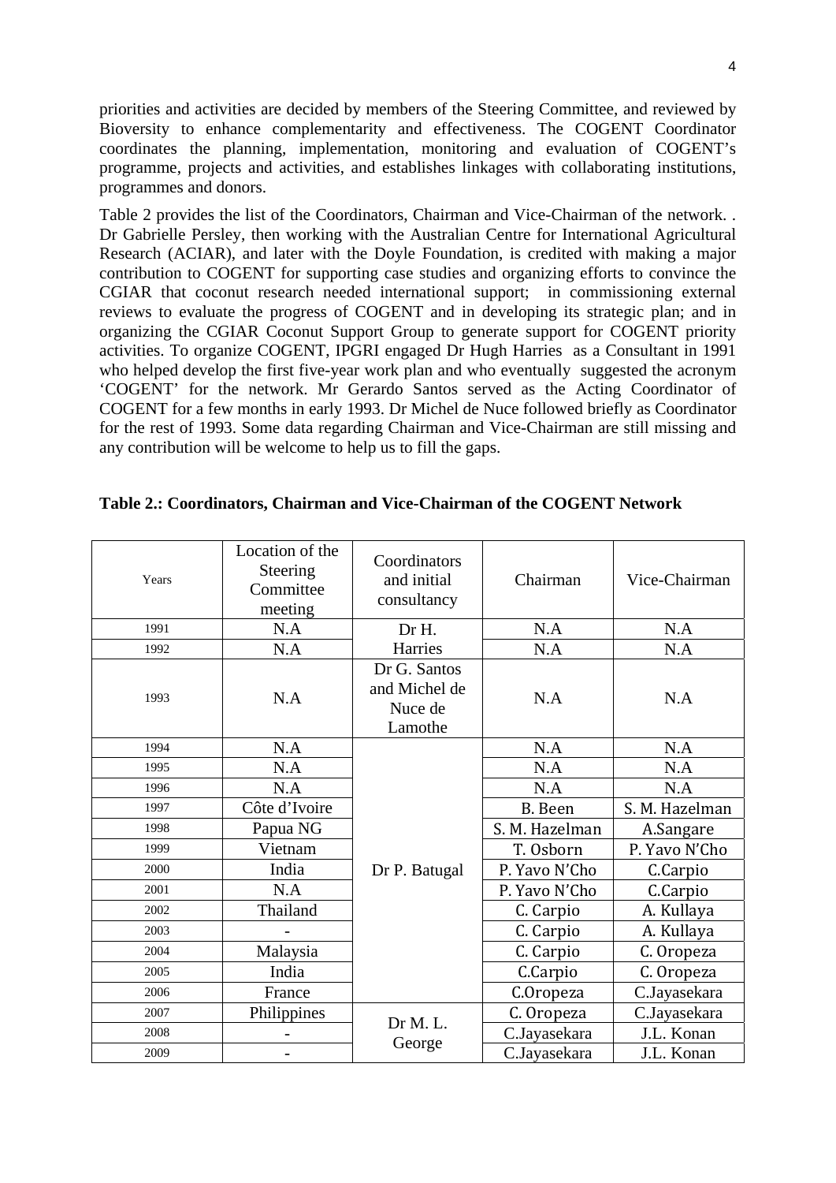priorities and activities are decided by members of the Steering Committee, and reviewed by Bioversity to enhance complementarity and effectiveness. The COGENT Coordinator coordinates the planning, implementation, monitoring and evaluation of COGENT's programme, projects and activities, and establishes linkages with collaborating institutions, programmes and donors.

Table 2 provides the list of the Coordinators, Chairman and Vice-Chairman of the network. . Dr Gabrielle Persley, then working with the Australian Centre for International Agricultural Research (ACIAR), and later with the Doyle Foundation, is credited with making a major contribution to COGENT for supporting case studies and organizing efforts to convince the CGIAR that coconut research needed international support; in commissioning external reviews to evaluate the progress of COGENT and in developing its strategic plan; and in organizing the CGIAR Coconut Support Group to generate support for COGENT priority activities. To organize COGENT, IPGRI engaged Dr Hugh Harries as a Consultant in 1991 who helped develop the first five-year work plan and who eventually suggested the acronym 'COGENT' for the network. Mr Gerardo Santos served as the Acting Coordinator of COGENT for a few months in early 1993. Dr Michel de Nuce followed briefly as Coordinator for the rest of 1993. Some data regarding Chairman and Vice-Chairman are still missing and any contribution will be welcome to help us to fill the gaps.

**Table 2.: Coordinators, Chairman and Vice-Chairman of the COGENT Network**

| Years | Location of the Steering Committee meeting | Coordinators and initial consultancy | Chairman | Vice-Chairman |
|---|---|---|---|---|
| 1991 | N.A | Dr H. Harries | N.A | N.A |
| 1992 | N.A | | N.A | N.A |
| 1993 | N.A | Dr G. Santos and Michel de Nuce de Lamothe | N.A | N.A |
| 1994 | N.A | Dr P. Batugal | N.A | N.A |
| 1995 | N.A | | N.A | N.A |
| 1996 | N.A | | N.A | N.A |
| 1997 | Côte d'Ivoire | | B. Been | S. M. Hazelman |
| 1998 | Papua NG | | S. M. Hazelman | A.Sangare |
| 1999 | Vietnam | | T. Osborn | P. Yavo N'Cho |
| 2000 | India | | P. Yavo N'Cho | C.Carpio |
| 2001 | N.A | | P. Yavo N'Cho | C.Carpio |
| 2002 | Thailand | | C. Carpio | A. Kullaya |
| 2003 | - | | C. Carpio | A. Kullaya |
| 2004 | Malaysia | | C. Carpio | C. Oropeza |
| 2005 | India | | C.Carpio | C. Oropeza |
| 2006 | France | | C.Oropeza | C.Jayasekara |
| 2007 | Philippines | Dr M. L. George | C. Oropeza | C.Jayasekara |
| 2008 | - | | C.Jayasekara | J.L. Konan |
| 2009 | - | | C.Jayasekara | J.L. Konan |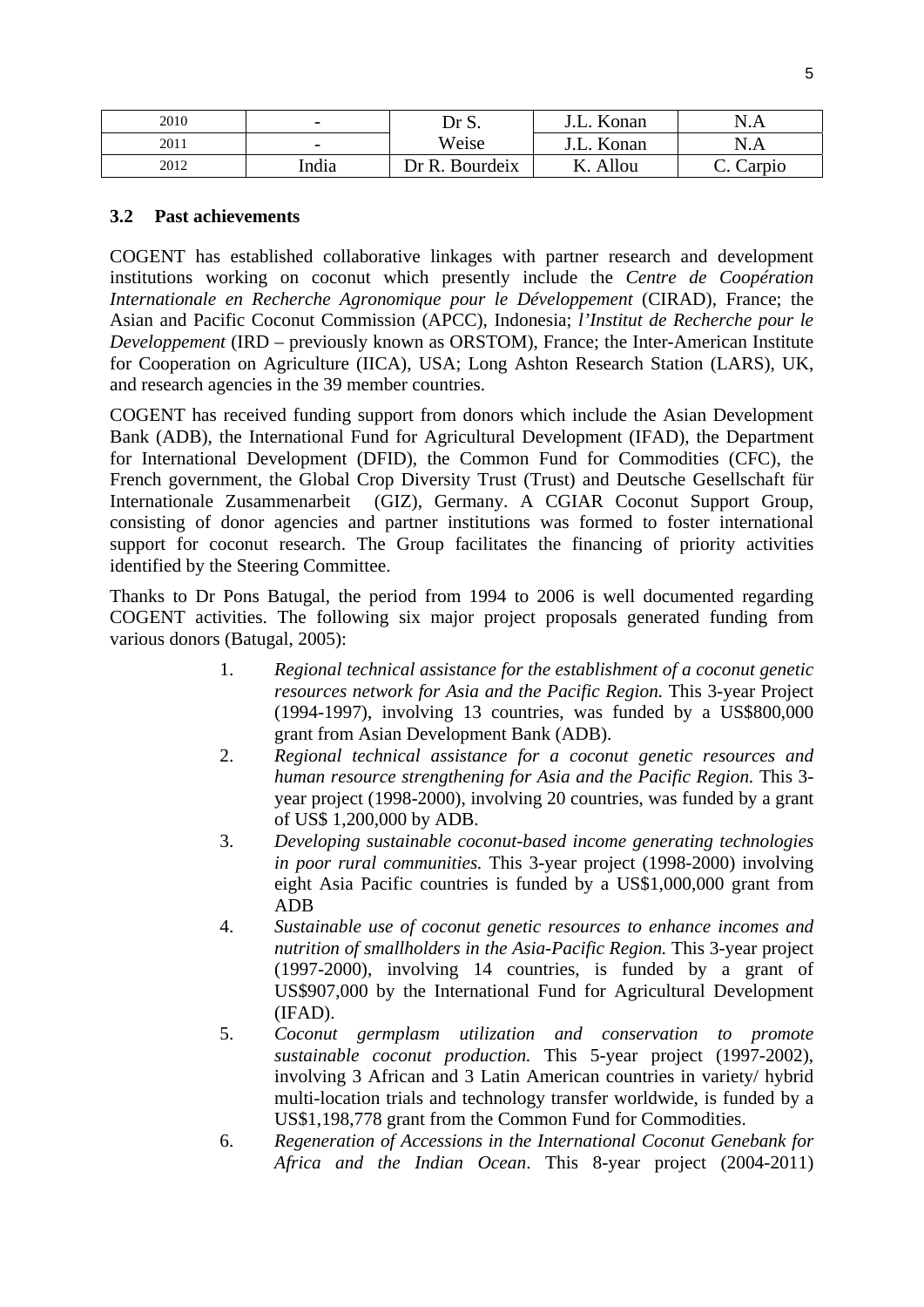| 2010 | - | Dr S. | J.L. Konan | N.A |
|---|---|---|---|---|
| 2011 | - | Weise | J.L. Konan | N.A |
| 2012 | India | Dr R. Bourdeix | K. Allou | C. Carpio |

### 3.2 Past achievements

COGENT has established collaborative linkages with partner research and development institutions working on coconut which presently include the *Centre de Coopération Internationale en Recherche Agronomique pour le Développement* (CIRAD), France; the Asian and Pacific Coconut Commission (APCC), Indonesia; *l'Institut de Recherche pour le Developpement* (IRD – previously known as ORSTOM), France; the Inter-American Institute for Cooperation on Agriculture (IICA), USA; Long Ashton Research Station (LARS), UK, and research agencies in the 39 member countries.

COGENT has received funding support from donors which include the Asian Development Bank (ADB), the International Fund for Agricultural Development (IFAD), the Department for International Development (DFID), the Common Fund for Commodities (CFC), the French government, the Global Crop Diversity Trust (Trust) and Deutsche Gesellschaft für Internationale Zusammenarbeit (GIZ), Germany. A CGIAR Coconut Support Group, consisting of donor agencies and partner institutions was formed to foster international support for coconut research. The Group facilitates the financing of priority activities identified by the Steering Committee.

Thanks to Dr Pons Batugal, the period from 1994 to 2006 is well documented regarding COGENT activities. The following six major project proposals generated funding from various donors (Batugal, 2005):

1. *Regional technical assistance for the establishment of a coconut genetic resources network for Asia and the Pacific Region.* This 3-year Project (1994-1997), involving 13 countries, was funded by a US$800,000 grant from Asian Development Bank (ADB).
2. *Regional technical assistance for a coconut genetic resources and human resource strengthening for Asia and the Pacific Region.* This 3-year project (1998-2000), involving 20 countries, was funded by a grant of US$ 1,200,000 by ADB.
3. *Developing sustainable coconut-based income generating technologies in poor rural communities.* This 3-year project (1998-2000) involving eight Asia Pacific countries is funded by a US$1,000,000 grant from ADB
4. *Sustainable use of coconut genetic resources to enhance incomes and nutrition of smallholders in the Asia-Pacific Region.* This 3-year project (1997-2000), involving 14 countries, is funded by a grant of US$907,000 by the International Fund for Agricultural Development (IFAD).
5. *Coconut germplasm utilization and conservation to promote sustainable coconut production.* This 5-year project (1997-2002), involving 3 African and 3 Latin American countries in variety/ hybrid multi-location trials and technology transfer worldwide, is funded by a US$1,198,778 grant from the Common Fund for Commodities.
6. *Regeneration of Accessions in the International Coconut Genebank for Africa and the Indian Ocean*. This 8-year project (2004-2011)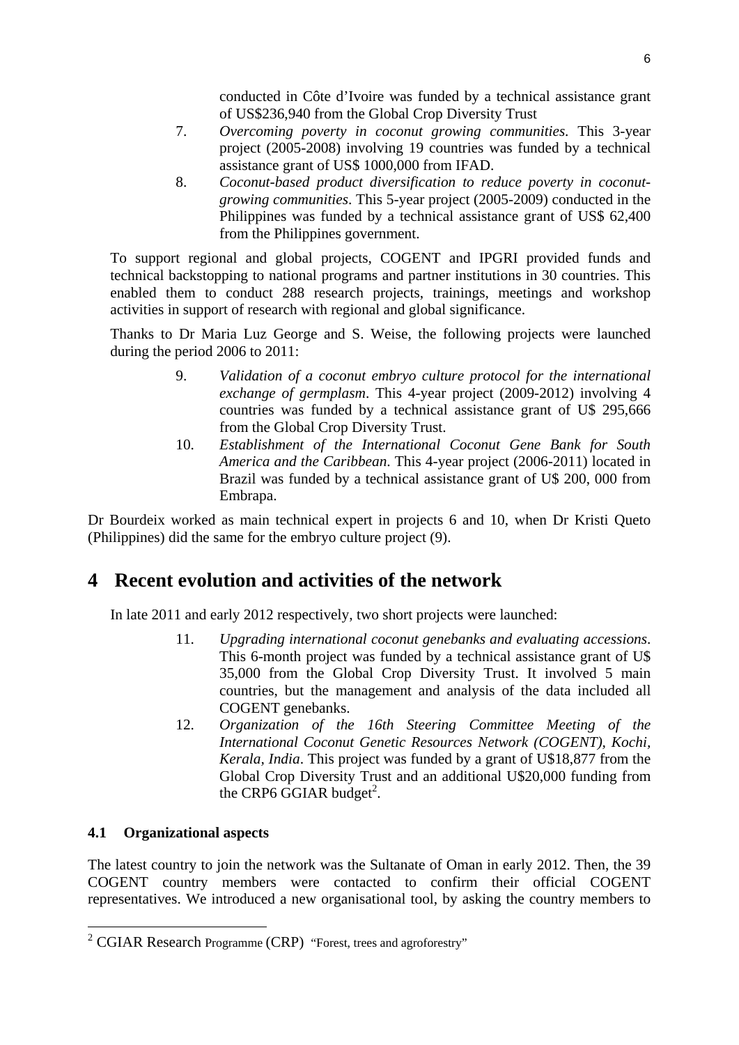conducted in Côte d'Ivoire was funded by a technical assistance grant of US$236,940 from the Global Crop Diversity Trust

7. *Overcoming poverty in coconut growing communities*. This 3-year project (2005-2008) involving 19 countries was funded by a technical assistance grant of US$ 1000,000 from IFAD.
8. *Coconut-based product diversification to reduce poverty in coconut-growing communities*. This 5-year project (2005-2009) conducted in the Philippines was funded by a technical assistance grant of US$ 62,400 from the Philippines government.

To support regional and global projects, COGENT and IPGRI provided funds and technical backstopping to national programs and partner institutions in 30 countries. This enabled them to conduct 288 research projects, trainings, meetings and workshop activities in support of research with regional and global significance.

Thanks to Dr Maria Luz George and S. Weise, the following projects were launched during the period 2006 to 2011:

9. *Validation of a coconut embryo culture protocol for the international exchange of germplasm*. This 4-year project (2009-2012) involving 4 countries was funded by a technical assistance grant of U$ 295,666 from the Global Crop Diversity Trust.
10. *Establishment of the International Coconut Gene Bank for South America and the Caribbean*. This 4-year project (2006-2011) located in Brazil was funded by a technical assistance grant of U$ 200, 000 from Embrapa.

Dr Bourdeix worked as main technical expert in projects 6 and 10, when Dr Kristi Queto (Philippines) did the same for the embryo culture project (9).

# 4 Recent evolution and activities of the network

In late 2011 and early 2012 respectively, two short projects were launched:

11. *Upgrading international coconut genebanks and evaluating accessions*. This 6-month project was funded by a technical assistance grant of U$ 35,000 from the Global Crop Diversity Trust. It involved 5 main countries, but the management and analysis of the data included all COGENT genebanks.
12. *Organization of the 16th Steering Committee Meeting of the International Coconut Genetic Resources Network (COGENT), Kochi, Kerala, India*. This project was funded by a grant of U$18,877 from the Global Crop Diversity Trust and an additional U$20,000 funding from the CRP6 GGIAR budget[2].

## 4.1 Organizational aspects

The latest country to join the network was the Sultanate of Oman in early 2012. Then, the 39 COGENT country members were contacted to confirm their official COGENT representatives. We introduced a new organisational tool, by asking the country members to

[2] CGIAR Research Programme (CRP) "Forest, trees and agroforestry"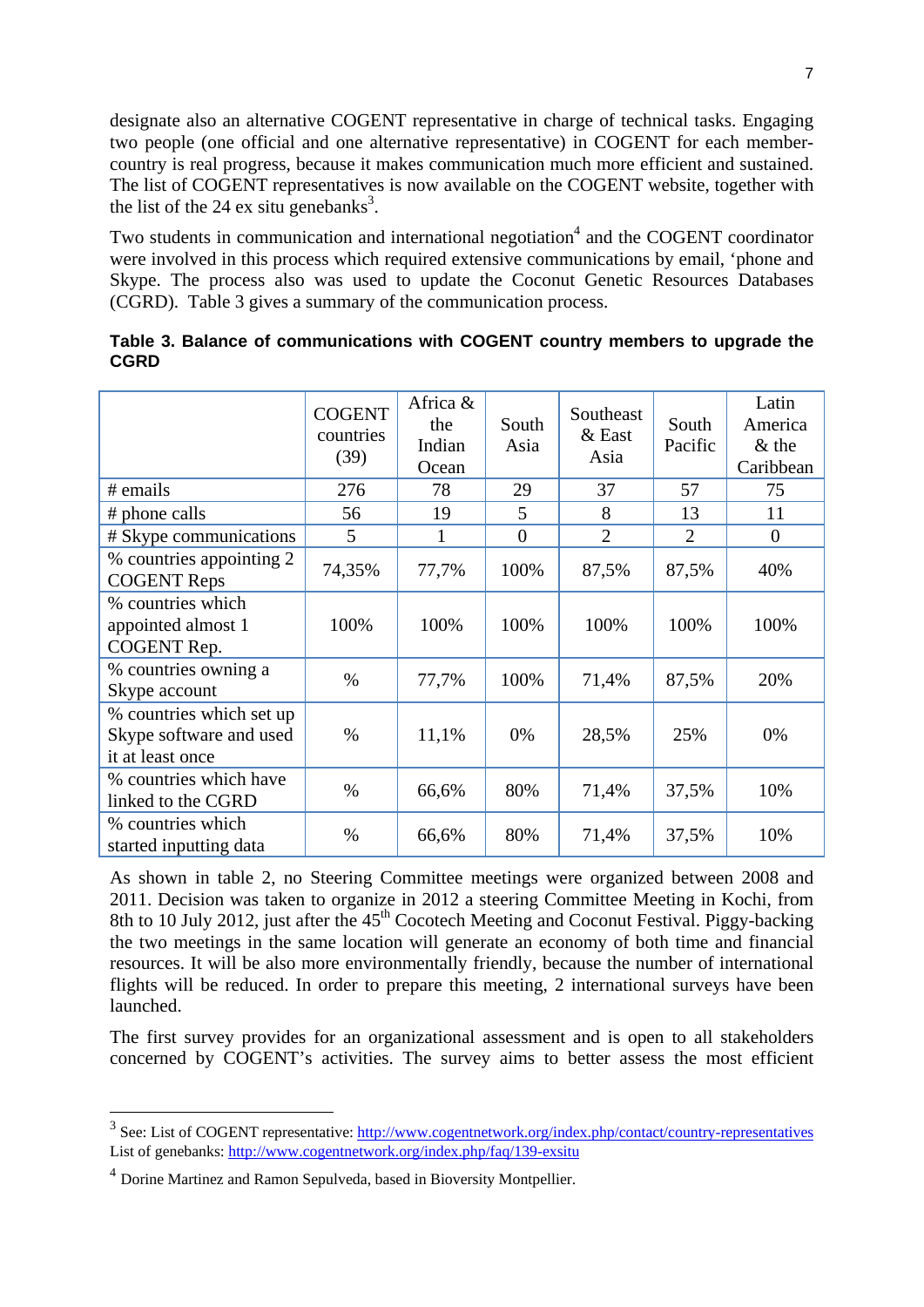designate also an alternative COGENT representative in charge of technical tasks. Engaging two people (one official and one alternative representative) in COGENT for each member-country is real progress, because it makes communication much more efficient and sustained. The list of COGENT representatives is now available on the COGENT website, together with the list of the 24 ex situ genebanks[3].

Two students in communication and international negotiation[4] and the COGENT coordinator were involved in this process which required extensive communications by email, 'phone and Skype. The process also was used to update the Coconut Genetic Resources Databases (CGRD). Table 3 gives a summary of the communication process.

**Table 3. Balance of communications with COGENT country members to upgrade the CGRD**

| | COGENT countries (39) | Africa & the Indian Ocean | South Asia | Southeast & East Asia | South Pacific | Latin America & the Caribbean |
|---|---|---|---|---|---|---|
| # emails | 276 | 78 | 29 | 37 | 57 | 75 |
| # phone calls | 56 | 19 | 5 | 8 | 13 | 11 |
| # Skype communications | 5 | 1 | 0 | 2 | 2 | 0 |
| % countries appointing 2 COGENT Reps | 74,35% | 77,7% | 100% | 87,5% | 87,5% | 40% |
| % countries which appointed almost 1 COGENT Rep. | 100% | 100% | 100% | 100% | 100% | 100% |
| % countries owning a Skype account | % | 77,7% | 100% | 71,4% | 87,5% | 20% |
| % countries which set up Skype software and used it at least once | % | 11,1% | 0% | 28,5% | 25% | 0% |
| % countries which have linked to the CGRD | % | 66,6% | 80% | 71,4% | 37,5% | 10% |
| % countries which started inputting data | % | 66,6% | 80% | 71,4% | 37,5% | 10% |

As shown in table 2, no Steering Committee meetings were organized between 2008 and 2011. Decision was taken to organize in 2012 a steering Committee Meeting in Kochi, from 8th to 10 July 2012, just after the 45th Cocotech Meeting and Coconut Festival. Piggy-backing the two meetings in the same location will generate an economy of both time and financial resources. It will be also more environmentally friendly, because the number of international flights will be reduced. In order to prepare this meeting, 2 international surveys have been launched.

The first survey provides for an organizational assessment and is open to all stakeholders concerned by COGENT's activities. The survey aims to better assess the most efficient

---

[3] See: List of COGENT representative: http://www.cogentnetwork.org/index.php/contact/country-representatives
List of genebanks: http://www.cogentnetwork.org/index.php/faq/139-exsitu

[4] Dorine Martinez and Ramon Sepulveda, based in Bioversity Montpellier.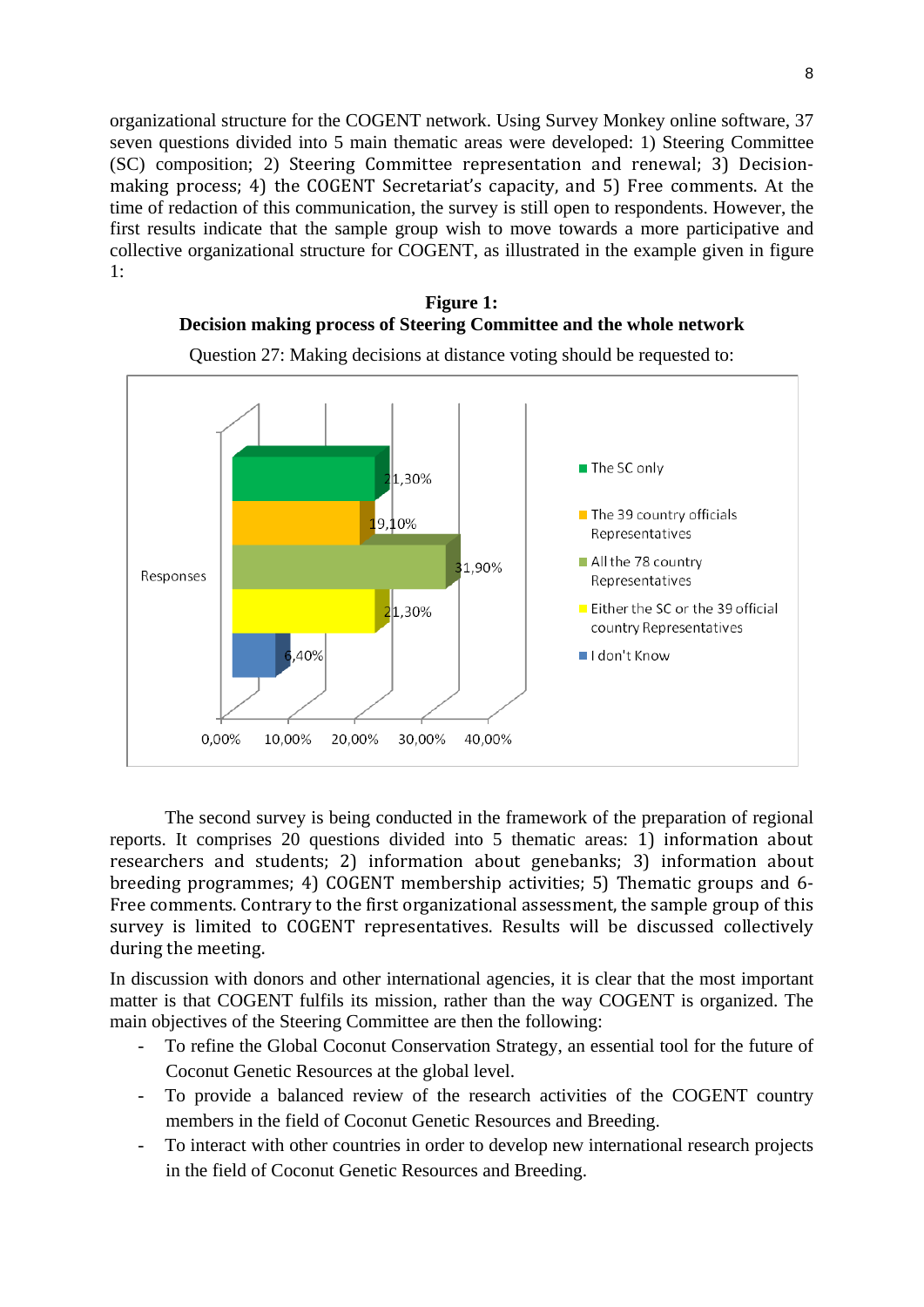organizational structure for the COGENT network. Using Survey Monkey online software, 37 seven questions divided into 5 main thematic areas were developed: 1) Steering Committee (SC) composition; 2) Steering Committee representation and renewal; 3) Decision-making process; 4) the COGENT Secretariat's capacity, and 5) Free comments. At the time of redaction of this communication, the survey is still open to respondents. However, the first results indicate that the sample group wish to move towards a more participative and collective organizational structure for COGENT, as illustrated in the example given in figure 1:

**Figure 1:**
**Decision making process of Steering Committee and the whole network**

Question 27: Making decisions at distance voting should be requested to:

| Responses | % |
|---|---|
| The SC only | 21,30% |
| The 39 country officials Representatives | 19,10% |
| All the 78 country Representatives | 31,90% |
| Either the SC or the 39 official country Representatives | 21,30% |
| I don't Know | 6,40% |

The second survey is being conducted in the framework of the preparation of regional reports. It comprises 20 questions divided into 5 thematic areas: 1) information about researchers and students; 2) information about genebanks; 3) information about breeding programmes; 4) COGENT membership activities; 5) Thematic groups and 6-Free comments. Contrary to the first organizational assessment, the sample group of this survey is limited to COGENT representatives. Results will be discussed collectively during the meeting.

In discussion with donors and other international agencies, it is clear that the most important matter is that COGENT fulfils its mission, rather than the way COGENT is organized. The main objectives of the Steering Committee are then the following:

- To refine the Global Coconut Conservation Strategy, an essential tool for the future of Coconut Genetic Resources at the global level.
- To provide a balanced review of the research activities of the COGENT country members in the field of Coconut Genetic Resources and Breeding.
- To interact with other countries in order to develop new international research projects in the field of Coconut Genetic Resources and Breeding.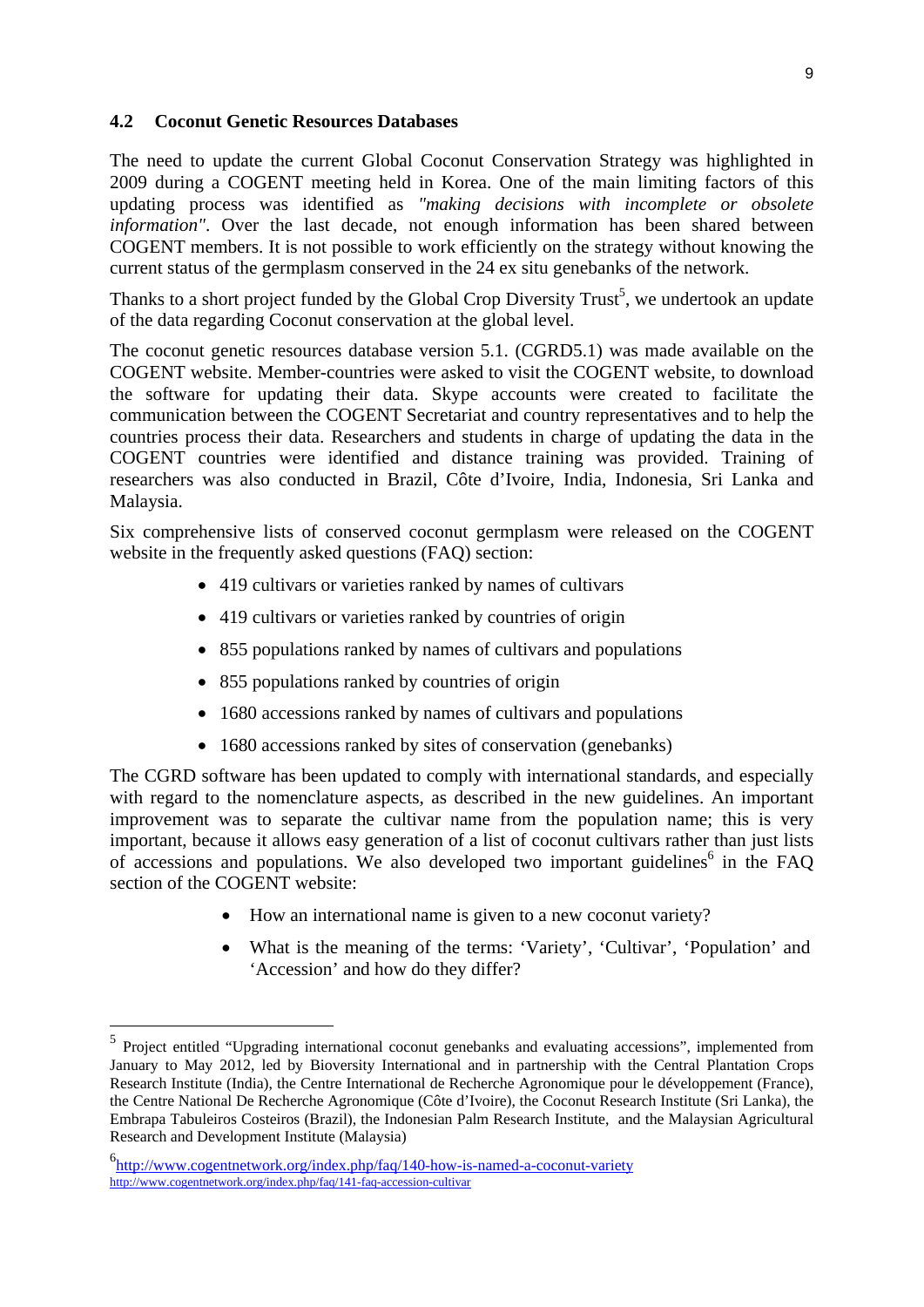## 4.2 Coconut Genetic Resources Databases

The need to update the current Global Coconut Conservation Strategy was highlighted in 2009 during a COGENT meeting held in Korea. One of the main limiting factors of this updating process was identified as *"making decisions with incomplete or obsolete information"*. Over the last decade, not enough information has been shared between COGENT members. It is not possible to work efficiently on the strategy without knowing the current status of the germplasm conserved in the 24 ex situ genebanks of the network.

Thanks to a short project funded by the Global Crop Diversity Trust[5], we undertook an update of the data regarding Coconut conservation at the global level.

The coconut genetic resources database version 5.1. (CGRD5.1) was made available on the COGENT website. Member-countries were asked to visit the COGENT website, to download the software for updating their data. Skype accounts were created to facilitate the communication between the COGENT Secretariat and country representatives and to help the countries process their data. Researchers and students in charge of updating the data in the COGENT countries were identified and distance training was provided. Training of researchers was also conducted in Brazil, Côte d'Ivoire, India, Indonesia, Sri Lanka and Malaysia.

Six comprehensive lists of conserved coconut germplasm were released on the COGENT website in the frequently asked questions (FAQ) section:

- 419 cultivars or varieties ranked by names of cultivars
- 419 cultivars or varieties ranked by countries of origin
- 855 populations ranked by names of cultivars and populations
- 855 populations ranked by countries of origin
- 1680 accessions ranked by names of cultivars and populations
- 1680 accessions ranked by sites of conservation (genebanks)

The CGRD software has been updated to comply with international standards, and especially with regard to the nomenclature aspects, as described in the new guidelines. An important improvement was to separate the cultivar name from the population name; this is very important, because it allows easy generation of a list of coconut cultivars rather than just lists of accessions and populations. We also developed two important guidelines[6] in the FAQ section of the COGENT website:

- How an international name is given to a new coconut variety?
- What is the meaning of the terms: 'Variety', 'Cultivar', 'Population' and 'Accession' and how do they differ?

---

[5] Project entitled "Upgrading international coconut genebanks and evaluating accessions", implemented from January to May 2012, led by Bioversity International and in partnership with the Central Plantation Crops Research Institute (India), the Centre International de Recherche Agronomique pour le développement (France), the Centre National De Recherche Agronomique (Côte d'Ivoire), the Coconut Research Institute (Sri Lanka), the Embrapa Tabuleiros Costeiros (Brazil), the Indonesian Palm Research Institute, and the Malaysian Agricultural Research and Development Institute (Malaysia)

[6] http://www.cogentnetwork.org/index.php/faq/140-how-is-named-a-coconut-variety
http://www.cogentnetwork.org/index.php/faq/141-faq-accession-cultivar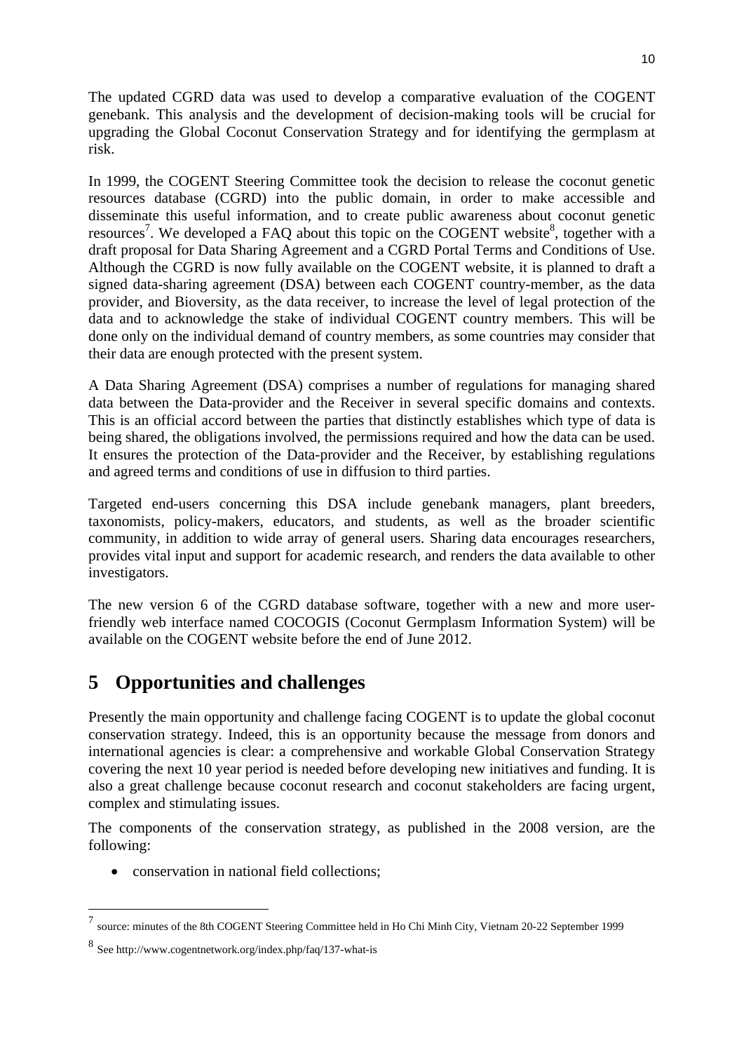The updated CGRD data was used to develop a comparative evaluation of the COGENT genebank. This analysis and the development of decision-making tools will be crucial for upgrading the Global Coconut Conservation Strategy and for identifying the germplasm at risk.

In 1999, the COGENT Steering Committee took the decision to release the coconut genetic resources database (CGRD) into the public domain, in order to make accessible and disseminate this useful information, and to create public awareness about coconut genetic resources[7]. We developed a FAQ about this topic on the COGENT website[8], together with a draft proposal for Data Sharing Agreement and a CGRD Portal Terms and Conditions of Use. Although the CGRD is now fully available on the COGENT website, it is planned to draft a signed data-sharing agreement (DSA) between each COGENT country-member, as the data provider, and Bioversity, as the data receiver, to increase the level of legal protection of the data and to acknowledge the stake of individual COGENT country members. This will be done only on the individual demand of country members, as some countries may consider that their data are enough protected with the present system.

A Data Sharing Agreement (DSA) comprises a number of regulations for managing shared data between the Data-provider and the Receiver in several specific domains and contexts. This is an official accord between the parties that distinctly establishes which type of data is being shared, the obligations involved, the permissions required and how the data can be used. It ensures the protection of the Data-provider and the Receiver, by establishing regulations and agreed terms and conditions of use in diffusion to third parties.

Targeted end-users concerning this DSA include genebank managers, plant breeders, taxonomists, policy-makers, educators, and students, as well as the broader scientific community, in addition to wide array of general users. Sharing data encourages researchers, provides vital input and support for academic research, and renders the data available to other investigators.

The new version 6 of the CGRD database software, together with a new and more user-friendly web interface named COCOGIS (Coconut Germplasm Information System) will be available on the COGENT website before the end of June 2012.

# 5 Opportunities and challenges

Presently the main opportunity and challenge facing COGENT is to update the global coconut conservation strategy. Indeed, this is an opportunity because the message from donors and international agencies is clear: a comprehensive and workable Global Conservation Strategy covering the next 10 year period is needed before developing new initiatives and funding. It is also a great challenge because coconut research and coconut stakeholders are facing urgent, complex and stimulating issues.

The components of the conservation strategy, as published in the 2008 version, are the following:

- conservation in national field collections;

---

[7] source: minutes of the 8th COGENT Steering Committee held in Ho Chi Minh City, Vietnam 20-22 September 1999

[8] See http://www.cogentnetwork.org/index.php/faq/137-what-is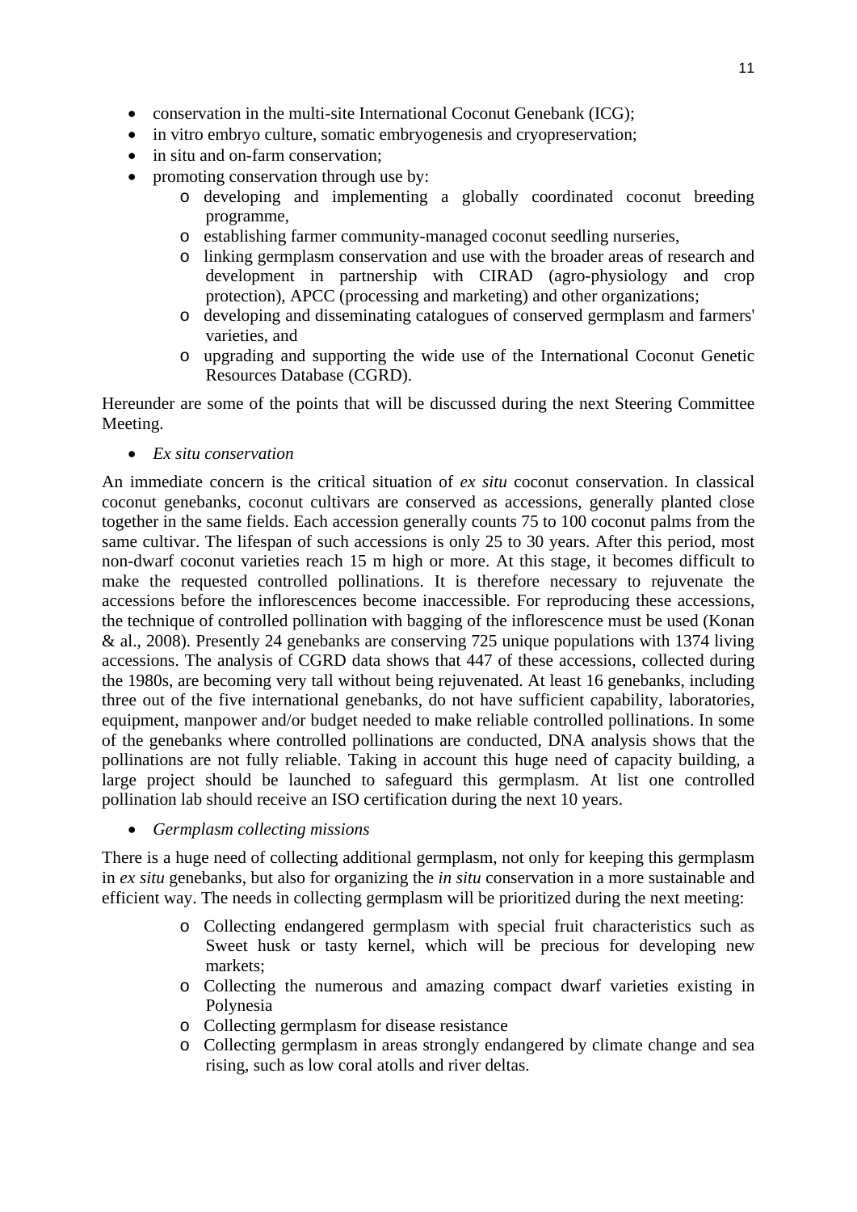- conservation in the multi-site International Coconut Genebank (ICG);
- in vitro embryo culture, somatic embryogenesis and cryopreservation;
- in situ and on-farm conservation;
- promoting conservation through use by:
    - developing and implementing a globally coordinated coconut breeding programme,
    - establishing farmer community-managed coconut seedling nurseries,
    - linking germplasm conservation and use with the broader areas of research and development in partnership with CIRAD (agro-physiology and crop protection), APCC (processing and marketing) and other organizations;
    - developing and disseminating catalogues of conserved germplasm and farmers' varieties, and
    - upgrading and supporting the wide use of the International Coconut Genetic Resources Database (CGRD).

Hereunder are some of the points that will be discussed during the next Steering Committee Meeting.

- *Ex situ conservation*

An immediate concern is the critical situation of *ex situ* coconut conservation. In classical coconut genebanks, coconut cultivars are conserved as accessions, generally planted close together in the same fields. Each accession generally counts 75 to 100 coconut palms from the same cultivar. The lifespan of such accessions is only 25 to 30 years. After this period, most non-dwarf coconut varieties reach 15 m high or more. At this stage, it becomes difficult to make the requested controlled pollinations. It is therefore necessary to rejuvenate the accessions before the inflorescences become inaccessible. For reproducing these accessions, the technique of controlled pollination with bagging of the inflorescence must be used (Konan & al., 2008). Presently 24 genebanks are conserving 725 unique populations with 1374 living accessions. The analysis of CGRD data shows that 447 of these accessions, collected during the 1980s, are becoming very tall without being rejuvenated. At least 16 genebanks, including three out of the five international genebanks, do not have sufficient capability, laboratories, equipment, manpower and/or budget needed to make reliable controlled pollinations. In some of the genebanks where controlled pollinations are conducted, DNA analysis shows that the pollinations are not fully reliable. Taking in account this huge need of capacity building, a large project should be launched to safeguard this germplasm. At list one controlled pollination lab should receive an ISO certification during the next 10 years.

- *Germplasm collecting missions*

There is a huge need of collecting additional germplasm, not only for keeping this germplasm in *ex situ* genebanks, but also for organizing the *in situ* conservation in a more sustainable and efficient way. The needs in collecting germplasm will be prioritized during the next meeting:

- Collecting endangered germplasm with special fruit characteristics such as Sweet husk or tasty kernel, which will be precious for developing new markets;
- Collecting the numerous and amazing compact dwarf varieties existing in Polynesia
- Collecting germplasm for disease resistance
- Collecting germplasm in areas strongly endangered by climate change and sea rising, such as low coral atolls and river deltas.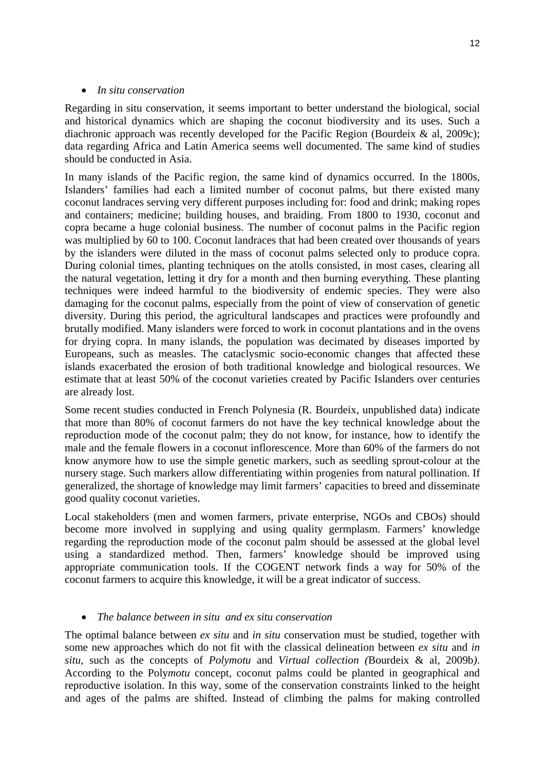- *In situ conservation*

Regarding in situ conservation, it seems important to better understand the biological, social and historical dynamics which are shaping the coconut biodiversity and its uses. Such a diachronic approach was recently developed for the Pacific Region (Bourdeix & al, 2009c); data regarding Africa and Latin America seems well documented. The same kind of studies should be conducted in Asia.

In many islands of the Pacific region, the same kind of dynamics occurred. In the 1800s, Islanders' families had each a limited number of coconut palms, but there existed many coconut landraces serving very different purposes including for: food and drink; making ropes and containers; medicine; building houses, and braiding. From 1800 to 1930, coconut and copra became a huge colonial business. The number of coconut palms in the Pacific region was multiplied by 60 to 100. Coconut landraces that had been created over thousands of years by the islanders were diluted in the mass of coconut palms selected only to produce copra. During colonial times, planting techniques on the atolls consisted, in most cases, clearing all the natural vegetation, letting it dry for a month and then burning everything. These planting techniques were indeed harmful to the biodiversity of endemic species. They were also damaging for the coconut palms, especially from the point of view of conservation of genetic diversity. During this period, the agricultural landscapes and practices were profoundly and brutally modified. Many islanders were forced to work in coconut plantations and in the ovens for drying copra. In many islands, the population was decimated by diseases imported by Europeans, such as measles. The cataclysmic socio-economic changes that affected these islands exacerbated the erosion of both traditional knowledge and biological resources. We estimate that at least 50% of the coconut varieties created by Pacific Islanders over centuries are already lost.

Some recent studies conducted in French Polynesia (R. Bourdeix, unpublished data) indicate that more than 80% of coconut farmers do not have the key technical knowledge about the reproduction mode of the coconut palm; they do not know, for instance, how to identify the male and the female flowers in a coconut inflorescence. More than 60% of the farmers do not know anymore how to use the simple genetic markers, such as seedling sprout-colour at the nursery stage. Such markers allow differentiating within progenies from natural pollination. If generalized, the shortage of knowledge may limit farmers' capacities to breed and disseminate good quality coconut varieties.

Local stakeholders (men and women farmers, private enterprise, NGOs and CBOs) should become more involved in supplying and using quality germplasm. Farmers' knowledge regarding the reproduction mode of the coconut palm should be assessed at the global level using a standardized method. Then, farmers' knowledge should be improved using appropriate communication tools. If the COGENT network finds a way for 50% of the coconut farmers to acquire this knowledge, it will be a great indicator of success.

- *The balance between in situ and ex situ conservation*

The optimal balance between *ex situ* and *in situ* conservation must be studied, together with some new approaches which do not fit with the classical delineation between *ex situ* and *in situ*, such as the concepts of *Polymotu* and *Virtual collection (*Bourdeix & al, 2009b*)*. According to the Poly*motu* concept, coconut palms could be planted in geographical and reproductive isolation. In this way, some of the conservation constraints linked to the height and ages of the palms are shifted. Instead of climbing the palms for making controlled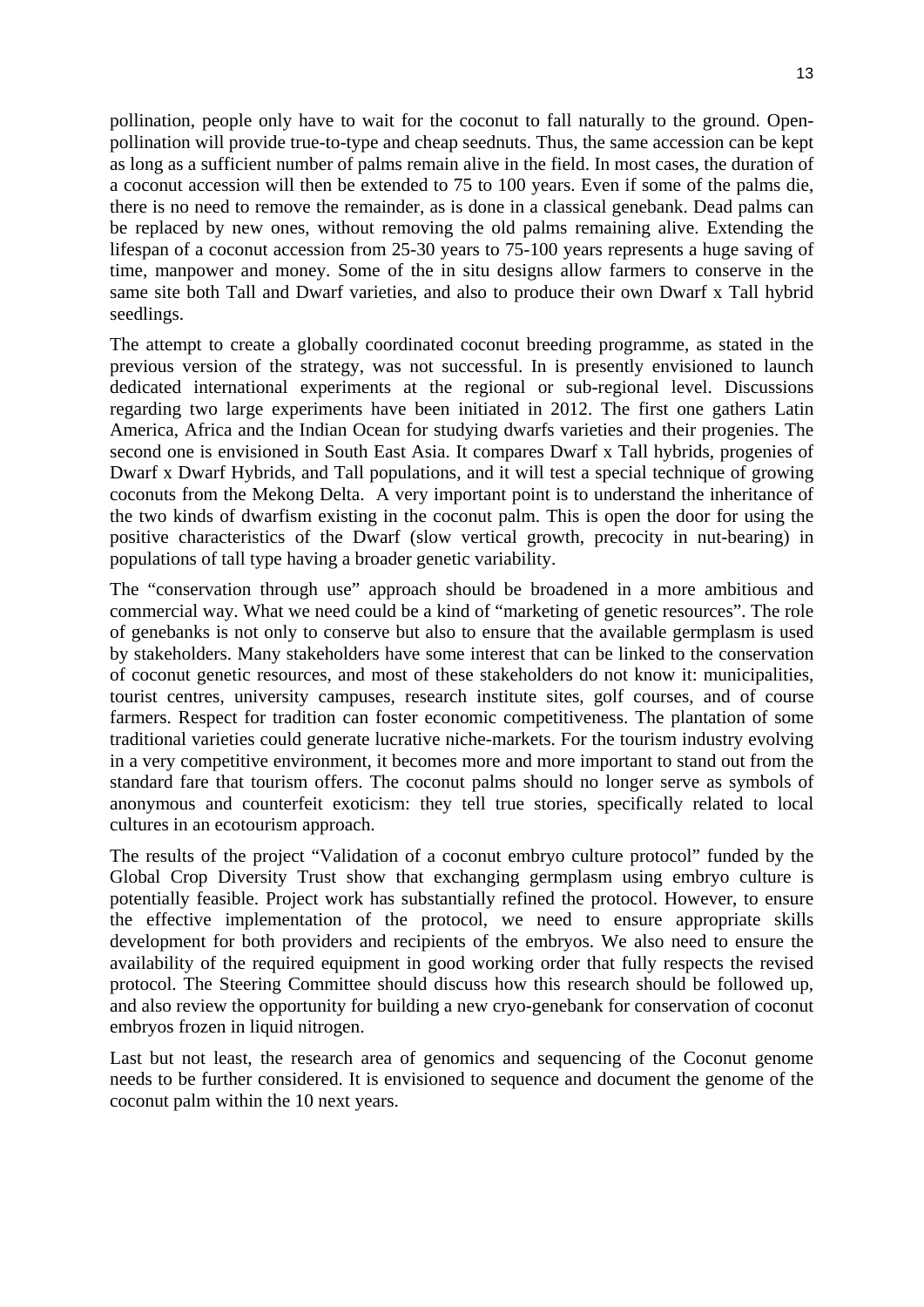pollination, people only have to wait for the coconut to fall naturally to the ground. Open-pollination will provide true-to-type and cheap seednuts. Thus, the same accession can be kept as long as a sufficient number of palms remain alive in the field. In most cases, the duration of a coconut accession will then be extended to 75 to 100 years. Even if some of the palms die, there is no need to remove the remainder, as is done in a classical genebank. Dead palms can be replaced by new ones, without removing the old palms remaining alive. Extending the lifespan of a coconut accession from 25-30 years to 75-100 years represents a huge saving of time, manpower and money. Some of the in situ designs allow farmers to conserve in the same site both Tall and Dwarf varieties, and also to produce their own Dwarf x Tall hybrid seedlings.

The attempt to create a globally coordinated coconut breeding programme, as stated in the previous version of the strategy, was not successful. In is presently envisioned to launch dedicated international experiments at the regional or sub-regional level. Discussions regarding two large experiments have been initiated in 2012. The first one gathers Latin America, Africa and the Indian Ocean for studying dwarfs varieties and their progenies. The second one is envisioned in South East Asia. It compares Dwarf x Tall hybrids, progenies of Dwarf x Dwarf Hybrids, and Tall populations, and it will test a special technique of growing coconuts from the Mekong Delta. A very important point is to understand the inheritance of the two kinds of dwarfism existing in the coconut palm. This is open the door for using the positive characteristics of the Dwarf (slow vertical growth, precocity in nut-bearing) in populations of tall type having a broader genetic variability.

The "conservation through use" approach should be broadened in a more ambitious and commercial way. What we need could be a kind of "marketing of genetic resources". The role of genebanks is not only to conserve but also to ensure that the available germplasm is used by stakeholders. Many stakeholders have some interest that can be linked to the conservation of coconut genetic resources, and most of these stakeholders do not know it: municipalities, tourist centres, university campuses, research institute sites, golf courses, and of course farmers. Respect for tradition can foster economic competitiveness. The plantation of some traditional varieties could generate lucrative niche-markets. For the tourism industry evolving in a very competitive environment, it becomes more and more important to stand out from the standard fare that tourism offers. The coconut palms should no longer serve as symbols of anonymous and counterfeit exoticism: they tell true stories, specifically related to local cultures in an ecotourism approach.

The results of the project "Validation of a coconut embryo culture protocol" funded by the Global Crop Diversity Trust show that exchanging germplasm using embryo culture is potentially feasible. Project work has substantially refined the protocol. However, to ensure the effective implementation of the protocol, we need to ensure appropriate skills development for both providers and recipients of the embryos. We also need to ensure the availability of the required equipment in good working order that fully respects the revised protocol. The Steering Committee should discuss how this research should be followed up, and also review the opportunity for building a new cryo-genebank for conservation of coconut embryos frozen in liquid nitrogen.

Last but not least, the research area of genomics and sequencing of the Coconut genome needs to be further considered. It is envisioned to sequence and document the genome of the coconut palm within the 10 next years.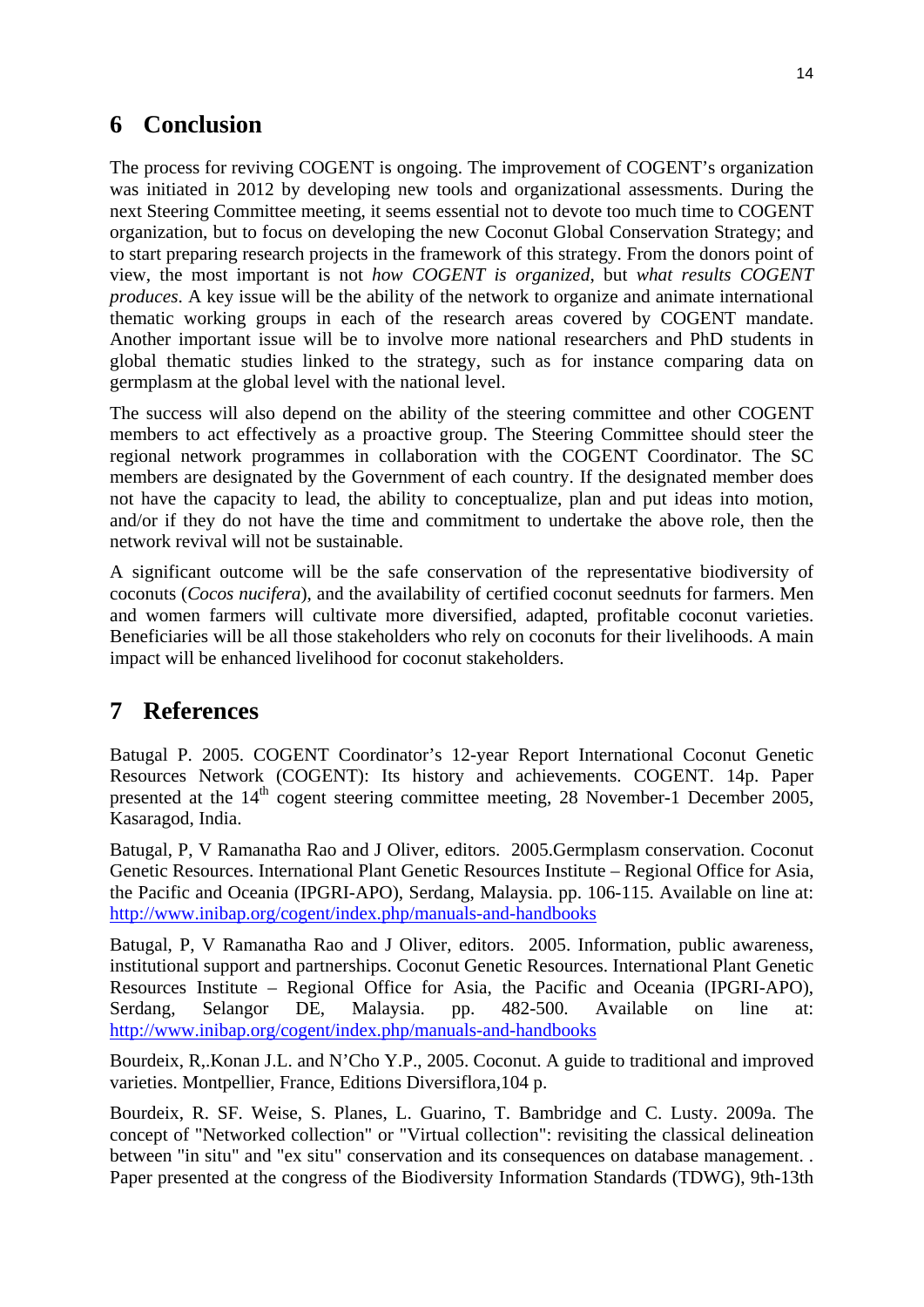# 6 Conclusion

The process for reviving COGENT is ongoing. The improvement of COGENT's organization was initiated in 2012 by developing new tools and organizational assessments. During the next Steering Committee meeting, it seems essential not to devote too much time to COGENT organization, but to focus on developing the new Coconut Global Conservation Strategy; and to start preparing research projects in the framework of this strategy. From the donors point of view, the most important is not *how COGENT is organized*, but *what results COGENT produces*. A key issue will be the ability of the network to organize and animate international thematic working groups in each of the research areas covered by COGENT mandate. Another important issue will be to involve more national researchers and PhD students in global thematic studies linked to the strategy, such as for instance comparing data on germplasm at the global level with the national level.

The success will also depend on the ability of the steering committee and other COGENT members to act effectively as a proactive group. The Steering Committee should steer the regional network programmes in collaboration with the COGENT Coordinator. The SC members are designated by the Government of each country. If the designated member does not have the capacity to lead, the ability to conceptualize, plan and put ideas into motion, and/or if they do not have the time and commitment to undertake the above role, then the network revival will not be sustainable.

A significant outcome will be the safe conservation of the representative biodiversity of coconuts (*Cocos nucifera*), and the availability of certified coconut seednuts for farmers. Men and women farmers will cultivate more diversified, adapted, profitable coconut varieties. Beneficiaries will be all those stakeholders who rely on coconuts for their livelihoods. A main impact will be enhanced livelihood for coconut stakeholders.

# 7 References

Batugal P. 2005. COGENT Coordinator's 12-year Report International Coconut Genetic Resources Network (COGENT): Its history and achievements. COGENT. 14p. Paper presented at the 14th cogent steering committee meeting, 28 November-1 December 2005, Kasaragod, India.

Batugal, P, V Ramanatha Rao and J Oliver, editors. 2005.Germplasm conservation. Coconut Genetic Resources. International Plant Genetic Resources Institute – Regional Office for Asia, the Pacific and Oceania (IPGRI-APO), Serdang, Malaysia. pp. 106-115. Available on line at: http://www.inibap.org/cogent/index.php/manuals-and-handbooks

Batugal, P, V Ramanatha Rao and J Oliver, editors. 2005. Information, public awareness, institutional support and partnerships. Coconut Genetic Resources. International Plant Genetic Resources Institute – Regional Office for Asia, the Pacific and Oceania (IPGRI-APO), Serdang, Selangor DE, Malaysia. pp. 482-500. Available on line at: http://www.inibap.org/cogent/index.php/manuals-and-handbooks

Bourdeix, R,.Konan J.L. and N'Cho Y.P., 2005. Coconut. A guide to traditional and improved varieties. Montpellier, France, Editions Diversiflora,104 p.

Bourdeix, R. SF. Weise, S. Planes, L. Guarino, T. Bambridge and C. Lusty. 2009a. The concept of "Networked collection" or "Virtual collection": revisiting the classical delineation between "in situ" and "ex situ" conservation and its consequences on database management. . Paper presented at the congress of the Biodiversity Information Standards (TDWG), 9th-13th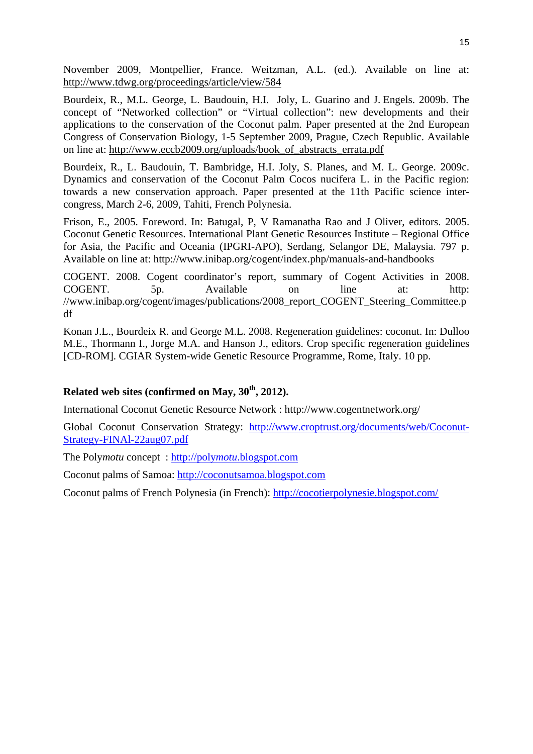November 2009, Montpellier, France. Weitzman, A.L. (ed.). Available on line at: http://www.tdwg.org/proceedings/article/view/584

Bourdeix, R., M.L. George, L. Baudouin, H.I. Joly, L. Guarino and J. Engels. 2009b. The concept of "Networked collection" or "Virtual collection": new developments and their applications to the conservation of the Coconut palm. Paper presented at the 2nd European Congress of Conservation Biology, 1-5 September 2009, Prague, Czech Republic. Available on line at: http://www.eccb2009.org/uploads/book_of_abstracts_errata.pdf

Bourdeix, R., L. Baudouin, T. Bambridge, H.I. Joly, S. Planes, and M. L. George. 2009c. Dynamics and conservation of the Coconut Palm Cocos nucifera L. in the Pacific region: towards a new conservation approach. Paper presented at the 11th Pacific science inter-congress, March 2-6, 2009, Tahiti, French Polynesia.

Frison, E., 2005. Foreword. In: Batugal, P, V Ramanatha Rao and J Oliver, editors. 2005. Coconut Genetic Resources. International Plant Genetic Resources Institute – Regional Office for Asia, the Pacific and Oceania (IPGRI-APO), Serdang, Selangor DE, Malaysia. 797 p. Available on line at: http://www.inibap.org/cogent/index.php/manuals-and-handbooks

COGENT. 2008. Cogent coordinator's report, summary of Cogent Activities in 2008. COGENT. 5p. Available on line at: http://www.inibap.org/cogent/images/publications/2008_report_COGENT_Steering_Committee.pdf

Konan J.L., Bourdeix R. and George M.L. 2008. Regeneration guidelines: coconut. In: Dulloo M.E., Thormann I., Jorge M.A. and Hanson J., editors. Crop specific regeneration guidelines [CD-ROM]. CGIAR System-wide Genetic Resource Programme, Rome, Italy. 10 pp.

**Related web sites (confirmed on May, 30th, 2012).**

International Coconut Genetic Resource Network : http://www.cogentnetwork.org/

Global Coconut Conservation Strategy: http://www.croptrust.org/documents/web/Coconut-Strategy-FINAl-22aug07.pdf

The Poly*motu* concept : http://poly*motu*.blogspot.com

Coconut palms of Samoa: http://coconutsamoa.blogspot.com

Coconut palms of French Polynesia (in French): http://cocotierpolynesie.blogspot.com/